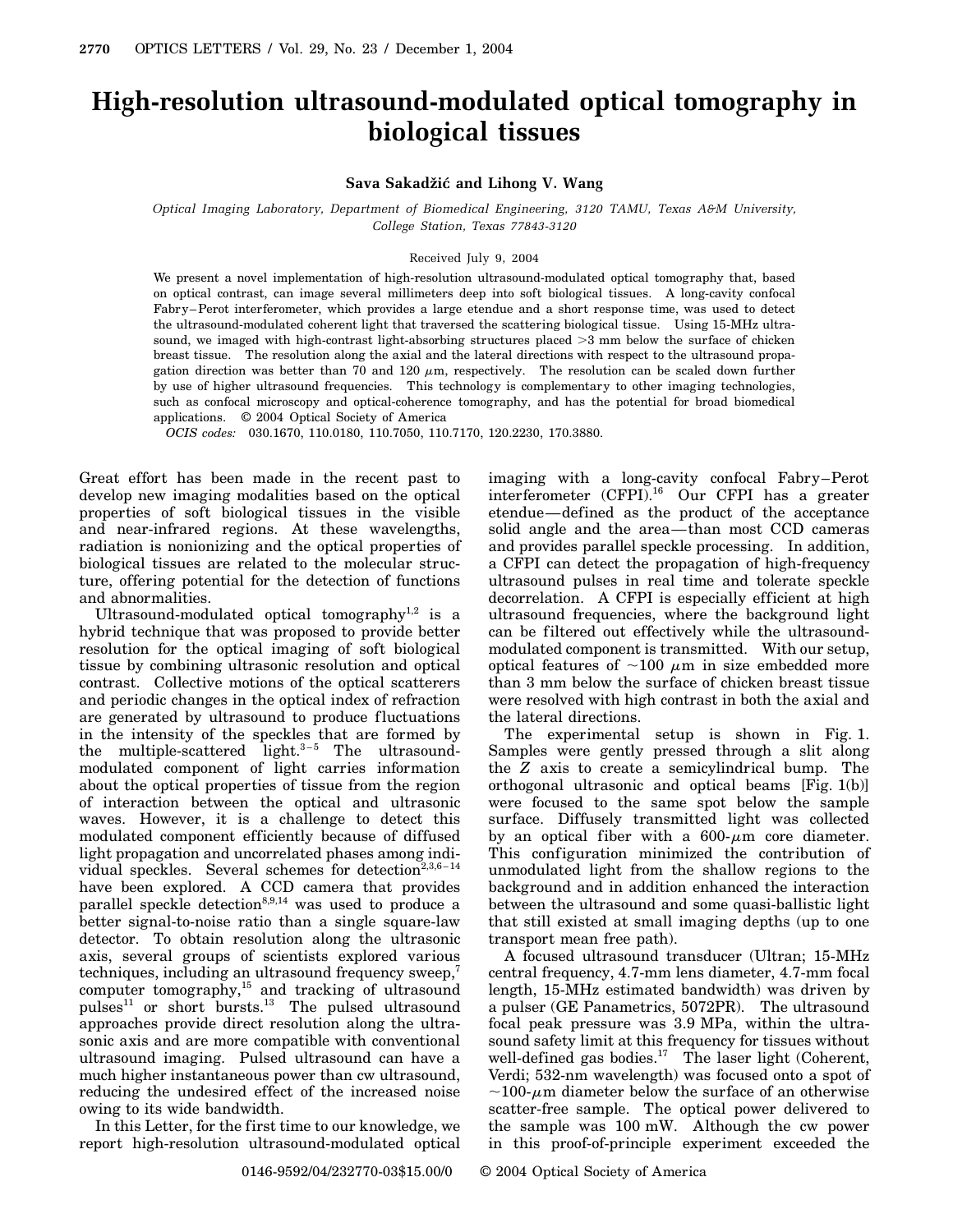# High-resolution ultrasound-modulated optical tomography in biological tissues

**Sava Sakadžić and Lihong V. Wang**

*Optical Imaging Laboratory, Department of Biomedical Engineering, 3120 TAMU, Texas A&M University, College Station, Texas 77843-3120*

Received July 9, 2004

We present a novel implementation of high-resolution ultrasound-modulated optical tomography that, based on optical contrast, can image several millimeters deep into soft biological tissues. A long-cavity confocal Fabry–Perot interferometer, which provides a large etendue and a short response time, was used to detect the ultrasound-modulated coherent light that traversed the scattering biological tissue. Using 15-MHz ultrasound, we imaged with high-contrast light-absorbing structures placed >3 mm below the surface of chicken breast tissue. The resolution along the axial and the lateral directions with respect to the ultrasound propagation direction was better than 70 and 120 $\mu$m, respectively. The resolution can be scaled down further by use of higher ultrasound frequencies. This technology is complementary to other imaging technologies, such as confocal microscopy and optical-coherence tomography, and has the potential for broad biomedical applications. © 2004 Optical Society of America

*OCIS codes:* 030.1670, 110.0180, 110.7050, 110.7170, 120.2230, 170.3880.

Great effort has been made in the recent past to develop new imaging modalities based on the optical properties of soft biological tissues in the visible and near-infrared regions. At these wavelengths, radiation is nonionizing and the optical properties of biological tissues are related to the molecular structure, offering potential for the detection of functions and abnormalities.

Ultrasound-modulated optical tomography[1,2] is a hybrid technique that was proposed to provide better resolution for the optical imaging of soft biological tissue by combining ultrasonic resolution and optical contrast. Collective motions of the optical scatterers and periodic changes in the optical index of refraction are generated by ultrasound to produce fluctuations in the intensity of the speckles that are formed by the multiple-scattered light.[3–5] The ultrasound-modulated component of light carries information about the optical properties of tissue from the region of interaction between the optical and ultrasonic waves. However, it is a challenge to detect this modulated component efficiently because of diffused light propagation and uncorrelated phases among individual speckles. Several schemes for detection[2,3,6–14] have been explored. A CCD camera that provides parallel speckle detection[8,9,14] was used to produce a better signal-to-noise ratio than a single square-law detector. To obtain resolution along the ultrasonic axis, several groups of scientists explored various techniques, including an ultrasound frequency sweep,[7] computer tomography,[15] and tracking of ultrasound pulses[11] or short bursts.[13] The pulsed ultrasound approaches provide direct resolution along the ultrasonic axis and are more compatible with conventional ultrasound imaging. Pulsed ultrasound can have a much higher instantaneous power than cw ultrasound, reducing the undesired effect of the increased noise owing to its wide bandwidth.

In this Letter, for the first time to our knowledge, we report high-resolution ultrasound-modulated optical imaging with a long-cavity confocal Fabry–Perot interferometer (CFPI).[16] Our CFPI has a greater etendue—defined as the product of the acceptance solid angle and the area—than most CCD cameras and provides parallel speckle processing. In addition, a CFPI can detect the propagation of high-frequency ultrasound pulses in real time and tolerate speckle decorrelation. A CFPI is especially efficient at high ultrasound frequencies, where the background light can be filtered out effectively while the ultrasound-modulated component is transmitted. With our setup, optical features of ~100 $\mu$m in size embedded more than 3 mm below the surface of chicken breast tissue were resolved with high contrast in both the axial and the lateral directions.

The experimental setup is shown in Fig. 1. Samples were gently pressed through a slit along the $Z$ axis to create a semicylindrical bump. The orthogonal ultrasonic and optical beams [Fig. 1(b)] were focused to the same spot below the sample surface. Diffusely transmitted light was collected by an optical fiber with a 600-$\mu$m core diameter. This configuration minimized the contribution of unmodulated light from the shallow regions to the background and in addition enhanced the interaction between the ultrasound and some quasi-ballistic light that still existed at small imaging depths (up to one transport mean free path).

A focused ultrasound transducer (Ultran; 15-MHz central frequency, 4.7-mm lens diameter, 4.7-mm focal length, 15-MHz estimated bandwidth) was driven by a pulser (GE Panametrics, 5072PR). The ultrasound focal peak pressure was 3.9 MPa, within the ultrasound safety limit at this frequency for tissues without well-defined gas bodies.[17] The laser light (Coherent, Verdi; 532-nm wavelength) was focused onto a spot of ~100-$\mu$m diameter below the surface of an otherwise scatter-free sample. The optical power delivered to the sample was 100 mW. Although the cw power in this proof-of-principle experiment exceeded the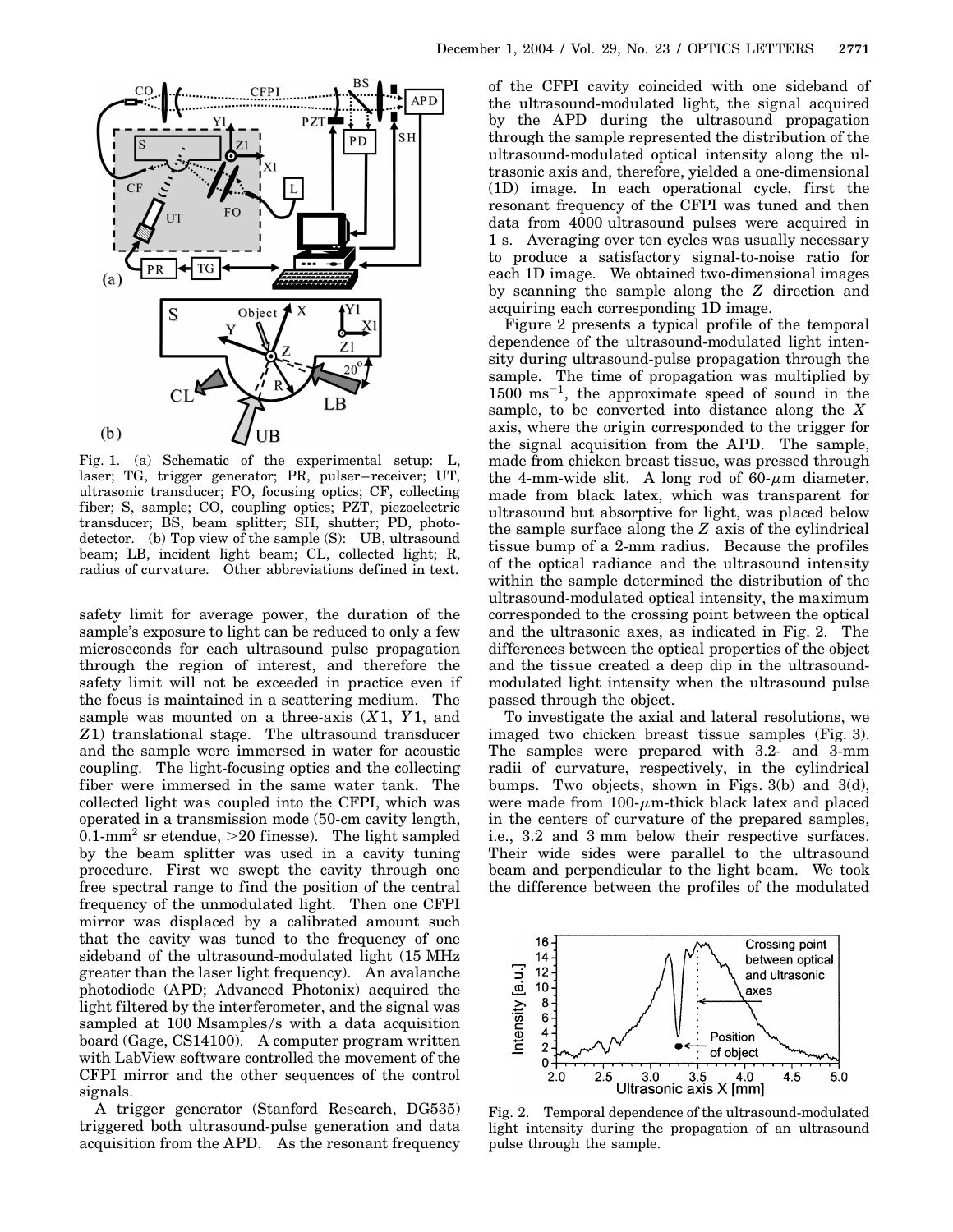Fig. 1. (a) Schematic of the experimental setup: L, laser; TG, trigger generator; PR, pulser–receiver; UT, ultrasonic transducer; FO, focusing optics; CF, collecting fiber; S, sample; CO, coupling optics; PZT, piezoelectric transducer; BS, beam splitter; SH, shutter; PD, photodetector. (b) Top view of the sample (S): UB, ultrasound beam; LB, incident light beam; CL, collected light; R, radius of curvature. Other abbreviations defined in text.

safety limit for average power, the duration of the sample's exposure to light can be reduced to only a few microseconds for each ultrasound pulse propagation through the region of interest, and therefore the safety limit will not be exceeded in practice even if the focus is maintained in a scattering medium. The sample was mounted on a three-axis ($X1$, $Y1$, and $Z1$) translational stage. The ultrasound transducer and the sample were immersed in water for acoustic coupling. The light-focusing optics and the collecting fiber were immersed in the same water tank. The collected light was coupled into the CFPI, which was operated in a transmission mode (50-cm cavity length, 0.1-mm$^2$ sr etendue, >20 finesse). The light sampled by the beam splitter was used in a cavity tuning procedure. First we swept the cavity through one free spectral range to find the position of the central frequency of the unmodulated light. Then one CFPI mirror was displaced by a calibrated amount such that the cavity was tuned to the frequency of one sideband of the ultrasound-modulated light (15 MHz greater than the laser light frequency). An avalanche photodiode (APD; Advanced Photonix) acquired the light filtered by the interferometer, and the signal was sampled at 100 Msamples/s with a data acquisition board (Gage, CS14100). A computer program written with LabView software controlled the movement of the CFPI mirror and the other sequences of the control signals.

A trigger generator (Stanford Research, DG535) triggered both ultrasound-pulse generation and data acquisition from the APD. As the resonant frequency of the CFPI cavity coincided with one sideband of the ultrasound-modulated light, the signal acquired by the APD during the ultrasound propagation through the sample represented the distribution of the ultrasound-modulated optical intensity along the ultrasonic axis and, therefore, yielded a one-dimensional (1D) image. In each operational cycle, first the resonant frequency of the CFPI was tuned and then data from 4000 ultrasound pulses were acquired in 1 s. Averaging over ten cycles was usually necessary to produce a satisfactory signal-to-noise ratio for each 1D image. We obtained two-dimensional images by scanning the sample along the $Z$ direction and acquiring each corresponding 1D image.

Figure 2 presents a typical profile of the temporal dependence of the ultrasound-modulated light intensity during ultrasound-pulse propagation through the sample. The time of propagation was multiplied by 1500 ms$^{-1}$, the approximate speed of sound in the sample, to be converted into distance along the $X$ axis, where the origin corresponded to the trigger for the signal acquisition from the APD. The sample, made from chicken breast tissue, was pressed through the 4-mm-wide slit. A long rod of 60-$\mu$m diameter, made from black latex, which was transparent for ultrasound but absorptive for light, was placed below the sample surface along the $Z$ axis of the cylindrical tissue bump of a 2-mm radius. Because the profiles of the optical radiance and the ultrasound intensity within the sample determined the distribution of the ultrasound-modulated optical intensity, the maximum corresponded to the crossing point between the optical and the ultrasonic axes, as indicated in Fig. 2. The differences between the optical properties of the object and the tissue created a deep dip in the ultrasound-modulated light intensity when the ultrasound pulse passed through the object.

To investigate the axial and lateral resolutions, we imaged two chicken breast tissue samples (Fig. 3). The samples were prepared with 3.2- and 3-mm radii of curvature, respectively, in the cylindrical bumps. Two objects, shown in Figs. 3(b) and 3(d), were made from 100-$\mu$m-thick black latex and placed in the centers of curvature of the prepared samples, i.e., 3.2 and 3 mm below their respective surfaces. Their wide sides were parallel to the ultrasound beam and perpendicular to the light beam. We took the difference between the profiles of the modulated

Fig. 2. Temporal dependence of the ultrasound-modulated light intensity during the propagation of an ultrasound pulse through the sample.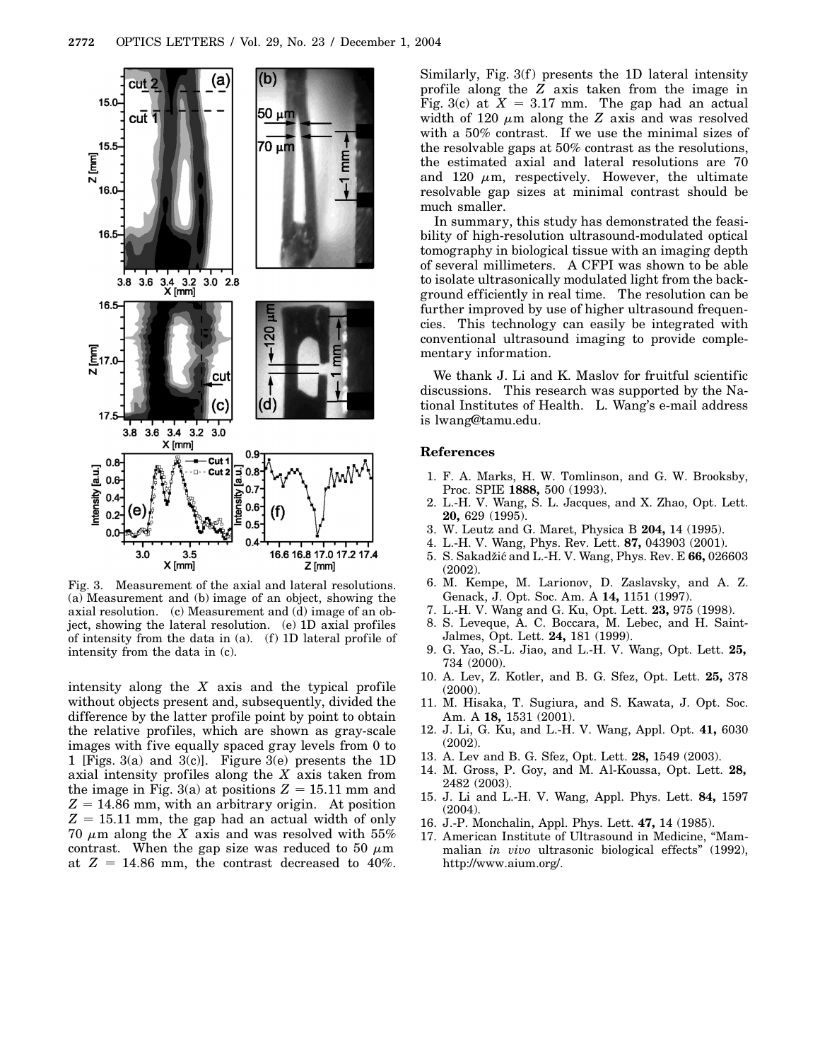cut 2
cut 1
(a)
15.0
15.5
16.0
16.5
Z [mm]
3.8 3.6 3.4 3.2 3.0 2.8
X [mm]

(b)
50 μm
70 μm
1 mm

16.5
Z [mm]
17.0
17.5
cut
(c)
3.8 3.6 3.4 3.2 3.0
X [mm]

(d)
120 μm
1 mm

Intensity [a.u.]
0.8
0.6
0.4
0.2
0.0
(e)
Cut 1
Cut 2
3.0 3.5
X [mm]

Intensity [a.u.]
0.9
0.8
0.7
0.6
0.5
0.4
(f)
16.6 16.8 17.0 17.2 17.4
Z [mm]

Fig. 3. Measurement of the axial and lateral resolutions. (a) Measurement and (b) image of an object, showing the axial resolution. (c) Measurement and (d) image of an object, showing the lateral resolution. (e) 1D axial profiles of intensity from the data in (a). (f) 1D lateral profile of intensity from the data in (c).

intensity along the $X$ axis and the typical profile without objects present and, subsequently, divided the difference by the latter profile point by point to obtain the relative profiles, which are shown as gray-scale images with five equally spaced gray levels from 0 to 1 [Figs. 3(a) and 3(c)]. Figure 3(e) presents the 1D axial intensity profiles along the $X$ axis taken from the image in Fig. 3(a) at positions $Z = 15.11$ mm and $Z = 14.86$ mm, with an arbitrary origin. At position $Z = 15.11$ mm, the gap had an actual width of only 70 $\mu$m along the $X$ axis and was resolved with 55% contrast. When the gap size was reduced to 50 $\mu$m at $Z = 14.86$ mm, the contrast decreased to 40%. Similarly, Fig. 3(f) presents the 1D lateral intensity profile along the $Z$ axis taken from the image in Fig. 3(c) at $X = 3.17$ mm. The gap had an actual width of 120 $\mu$m along the $Z$ axis and was resolved with a 50% contrast. If we use the minimal sizes of the resolvable gaps at 50% contrast as the resolutions, the estimated axial and lateral resolutions are 70 and 120 $\mu$m, respectively. However, the ultimate resolvable gap sizes at minimal contrast should be much smaller.

In summary, this study has demonstrated the feasibility of high-resolution ultrasound-modulated optical tomography in biological tissue with an imaging depth of several millimeters. A CFPI was shown to be able to isolate ultrasonically modulated light from the background efficiently in real time. The resolution can be further improved by use of higher ultrasound frequencies. This technology can easily be integrated with conventional ultrasound imaging to provide complementary information.

We thank J. Li and K. Maslov for fruitful scientific discussions. This research was supported by the National Institutes of Health. L. Wang's e-mail address is lwang@tamu.edu.

## References

1. F. A. Marks, H. W. Tomlinson, and G. W. Brooksby, Proc. SPIE **1888,** 500 (1993).
2. L.-H. V. Wang, S. L. Jacques, and X. Zhao, Opt. Lett. **20,** 629 (1995).
3. W. Leutz and G. Maret, Physica B **204,** 14 (1995).
4. L.-H. V. Wang, Phys. Rev. Lett. **87,** 043903 (2001).
5. S. Sakadžić and L.-H. V. Wang, Phys. Rev. E **66,** 026603 (2002).
6. M. Kempe, M. Larionov, D. Zaslavsky, and A. Z. Genack, J. Opt. Soc. Am. A **14,** 1151 (1997).
7. L.-H. V. Wang and G. Ku, Opt. Lett. **23,** 975 (1998).
8. S. Leveque, A. C. Boccara, M. Lebec, and H. Saint-Jalmes, Opt. Lett. **24,** 181 (1999).
9. G. Yao, S.-L. Jiao, and L.-H. V. Wang, Opt. Lett. **25,** 734 (2000).
10. A. Lev, Z. Kotler, and B. G. Sfez, Opt. Lett. **25,** 378 (2000).
11. M. Hisaka, T. Sugiura, and S. Kawata, J. Opt. Soc. Am. A **18,** 1531 (2001).
12. J. Li, G. Ku, and L.-H. V. Wang, Appl. Opt. **41,** 6030 (2002).
13. A. Lev and B. G. Sfez, Opt. Lett. **28,** 1549 (2003).
14. M. Gross, P. Goy, and M. Al-Koussa, Opt. Lett. **28,** 2482 (2003).
15. J. Li and L.-H. V. Wang, Appl. Phys. Lett. **84,** 1597 (2004).
16. J.-P. Monchalin, Appl. Phys. Lett. **47,** 14 (1985).
17. American Institute of Ultrasound in Medicine, "Mammalian *in vivo* ultrasonic biological effects" (1992), http://www.aium.org/.